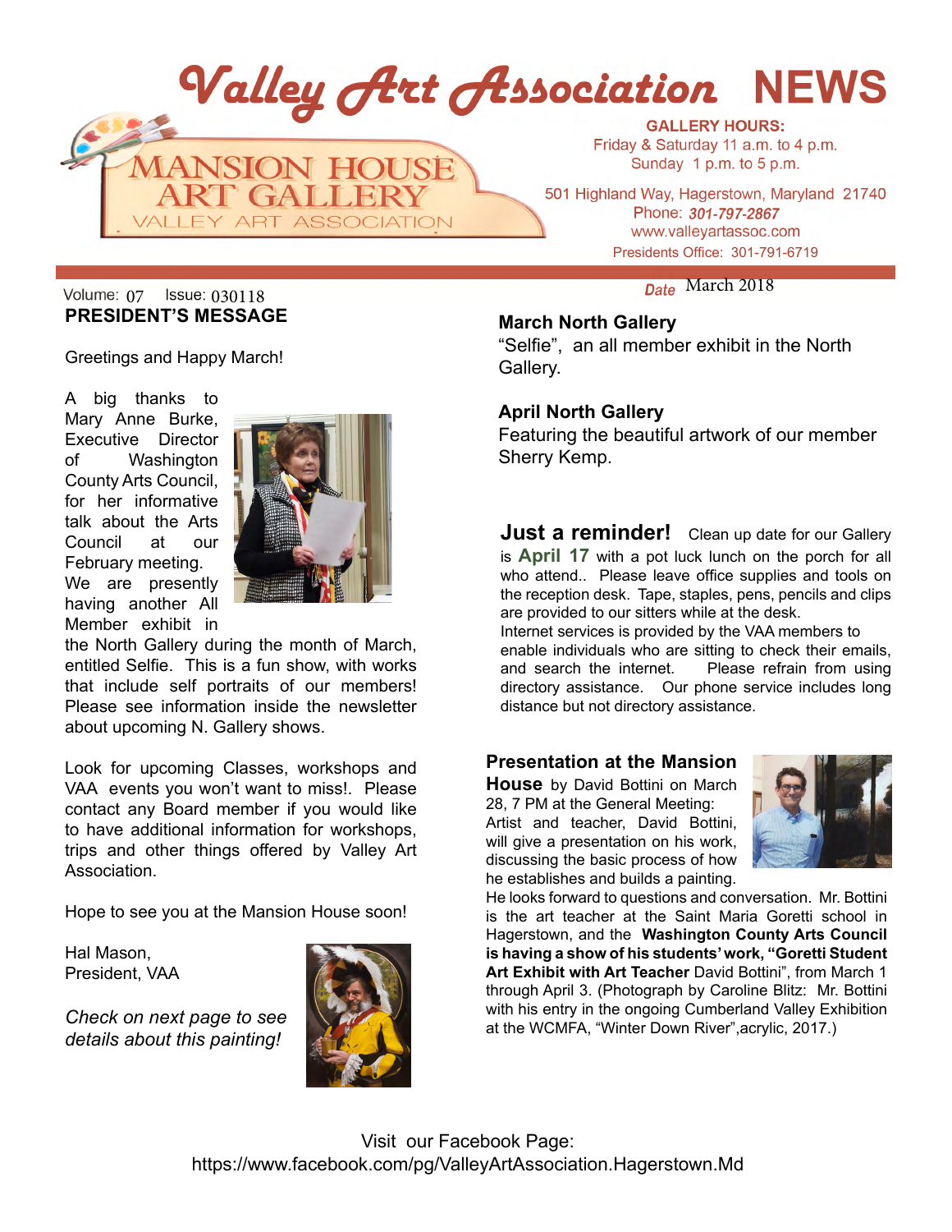# Valley Art Association NEWS

MANSION HOUSE ART GALLERY
VALLEY ART ASSOCIATION

**GALLERY HOURS:**
Friday & Saturday 11 a.m. to 4 p.m.
Sunday 1 p.m. to 5 p.m.

501 Highland Way, Hagerstown, Maryland 21740
Phone: ***301-797-2867***
www.valleyartassoc.com
Presidents Office: 301-791-6719

Volume: 07 Issue: 030118

*Date* March 2018

## PRESIDENT'S MESSAGE

Greetings and Happy March!

A big thanks to Mary Anne Burke, Executive Director of Washington County Arts Council, for her informative talk about the Arts Council at our February meeting. We are presently having another All Member exhibit in the North Gallery during the month of March, entitled Selfie. This is a fun show, with works that include self portraits of our members! Please see information inside the newsletter about upcoming N. Gallery shows.

Look for upcoming Classes, workshops and VAA events you won't want to miss!. Please contact any Board member if you would like to have additional information for workshops, trips and other things offered by Valley Art Association.

Hope to see you at the Mansion House soon!

Hal Mason,
President, VAA

*Check on next page to see details about this painting!*

### March North Gallery

"Selfie", an all member exhibit in the North Gallery.

### April North Gallery

Featuring the beautiful artwork of our member Sherry Kemp.

**Just a reminder!** Clean up date for our Gallery is **April 17** with a pot luck lunch on the porch for all who attend.. Please leave office supplies and tools on the reception desk. Tape, staples, pens, pencils and clips are provided to our sitters while at the desk.
Internet services is provided by the VAA members to enable individuals who are sitting to check their emails, and search the internet. Please refrain from using directory assistance. Our phone service includes long distance but not directory assistance.

**Presentation at the Mansion House** by David Bottini on March 28, 7 PM at the General Meeting: Artist and teacher, David Bottini, will give a presentation on his work, discussing the basic process of how he establishes and builds a painting. He looks forward to questions and conversation. Mr. Bottini is the art teacher at the Saint Maria Goretti school in Hagerstown, and the **Washington County Arts Council is having a show of his students' work, "Goretti Student Art Exhibit with Art Teacher** David Bottini", from March 1 through April 3. (Photograph by Caroline Blitz: Mr. Bottini with his entry in the ongoing Cumberland Valley Exhibition at the WCMFA, "Winter Down River",acrylic, 2017.)

Visit our Facebook Page:
https://www.facebook.com/pg/ValleyArtAssociation.Hagerstown.Md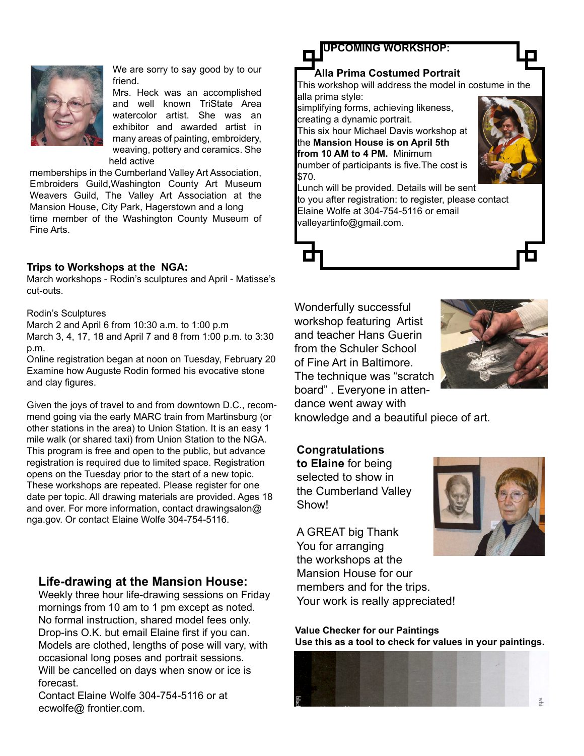We are sorry to say good by to our friend.

Mrs. Heck was an accomplished and well known TriState Area watercolor artist. She was an exhibitor and awarded artist in many areas of painting, embroidery, weaving, pottery and ceramics. She held active memberships in the Cumberland Valley Art Association, Embroiders Guild,Washington County Art Museum Weavers Guild, The Valley Art Association at the Mansion House, City Park, Hagerstown and a long time member of the Washington County Museum of Fine Arts.

**Trips to Workshops at the NGA:**

March workshops - Rodin's sculptures and April - Matisse's cut-outs.

Rodin's Sculptures
March 2 and April 6 from 10:30 a.m. to 1:00 p.m
March 3, 4, 17, 18 and April 7 and 8 from 1:00 p.m. to 3:30 p.m.
Online registration began at noon on Tuesday, February 20
Examine how Auguste Rodin formed his evocative stone and clay figures.

Given the joys of travel to and from downtown D.C., recommend going via the early MARC train from Martinsburg (or other stations in the area) to Union Station. It is an easy 1 mile walk (or shared taxi) from Union Station to the NGA. This program is free and open to the public, but advance registration is required due to limited space. Registration opens on the Tuesday prior to the start of a new topic. These workshops are repeated. Please register for one date per topic. All drawing materials are provided. Ages 18 and over. For more information, contact drawingsalon@ nga.gov. Or contact Elaine Wolfe 304-754-5116.

## Life-drawing at the Mansion House:

Weekly three hour life-drawing sessions on Friday mornings from 10 am to 1 pm except as noted. No formal instruction, shared model fees only. Drop-ins O.K. but email Elaine first if you can. Models are clothed, lengths of pose will vary, with occasional long poses and portrait sessions. Will be cancelled on days when snow or ice is forecast.
Contact Elaine Wolfe 304-754-5116 or at ecwolfe@ frontier.com.

**UPCOMING WORKSHOP:**

**Alla Prima Costumed Portrait**

This workshop will address the model in costume in the alla prima style:
simplifying forms, achieving likeness, creating a dynamic portrait.
This six hour Michael Davis workshop at the **Mansion House is on April 5th from 10 AM to 4 PM.** Minimum number of participants is five.The cost is $70.
Lunch will be provided. Details will be sent to you after registration: to register, please contact Elaine Wolfe at 304-754-5116 or email valleyartinfo@gmail.com.

Wonderfully successful workshop featuring Artist and teacher Hans Guerin from the Schuler School of Fine Art in Baltimore. The technique was "scratch board" . Everyone in attendance went away with knowledge and a beautiful piece of art.

**Congratulations to Elaine** for being selected to show in the Cumberland Valley Show!

A GREAT big Thank You for arranging the workshops at the Mansion House for our members and for the trips. Your work is really appreciated!

**Value Checker for our Paintings**
**Use this as a tool to check for values in your paintings.**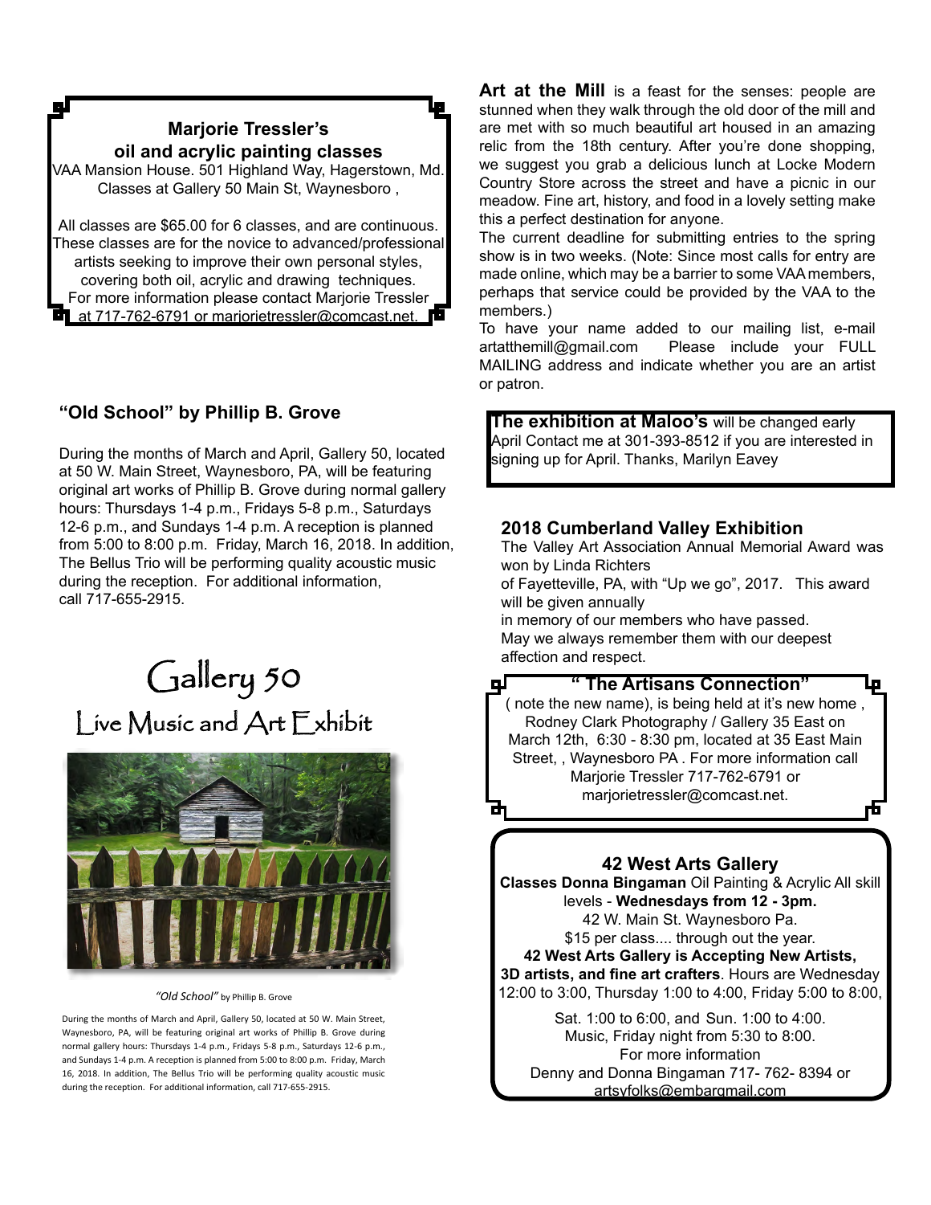## Marjorie Tressler's oil and acrylic painting classes

VAA Mansion House. 501 Highland Way, Hagerstown, Md. Classes at Gallery 50 Main St, Waynesboro ,

All classes are $65.00 for 6 classes, and are continuous. These classes are for the novice to advanced/professional artists seeking to improve their own personal styles, covering both oil, acrylic and drawing techniques. For more information please contact Marjorie Tressler at 717-762-6791 or marjorietressler@comcast.net.

## "Old School" by Phillip B. Grove

During the months of March and April, Gallery 50, located at 50 W. Main Street, Waynesboro, PA, will be featuring original art works of Phillip B. Grove during normal gallery hours: Thursdays 1-4 p.m., Fridays 5-8 p.m., Saturdays 12-6 p.m., and Sundays 1-4 p.m. A reception is planned from 5:00 to 8:00 p.m. Friday, March 16, 2018. In addition, The Bellus Trio will be performing quality acoustic music during the reception. For additional information, call 717-655-2915.

# Gallery 50

## Live Music and Art Exhibit

*"Old School"* by Phillip B. Grove

During the months of March and April, Gallery 50, located at 50 W. Main Street, Waynesboro, PA, will be featuring original art works of Phillip B. Grove during normal gallery hours: Thursdays 1-4 p.m., Fridays 5-8 p.m., Saturdays 12-6 p.m., and Sundays 1-4 p.m. A reception is planned from 5:00 to 8:00 p.m. Friday, March 16, 2018. In addition, The Bellus Trio will be performing quality acoustic music during the reception. For additional information, call 717-655-2915.

**Art at the Mill** is a feast for the senses: people are stunned when they walk through the old door of the mill and are met with so much beautiful art housed in an amazing relic from the 18th century. After you're done shopping, we suggest you grab a delicious lunch at Locke Modern Country Store across the street and have a picnic in our meadow. Fine art, history, and food in a lovely setting make this a perfect destination for anyone.

The current deadline for submitting entries to the spring show is in two weeks. (Note: Since most calls for entry are made online, which may be a barrier to some VAA members, perhaps that service could be provided by the VAA to the members.)

To have your name added to our mailing list, e-mail artatthemill@gmail.com Please include your FULL MAILING address and indicate whether you are an artist or patron.

**The exhibition at Maloo's** will be changed early April Contact me at 301-393-8512 if you are interested in signing up for April. Thanks, Marilyn Eavey

## 2018 Cumberland Valley Exhibition

The Valley Art Association Annual Memorial Award was won by Linda Richters of Fayetteville, PA, with "Up we go", 2017. This award will be given annually in memory of our members who have passed. May we always remember them with our deepest affection and respect.

## " The Artisans Connection"

( note the new name), is being held at it's new home , Rodney Clark Photography / Gallery 35 East on March 12th, 6:30 - 8:30 pm, located at 35 East Main Street, , Waynesboro PA . For more information call Marjorie Tressler 717-762-6791 or marjorietressler@comcast.net.

## 42 West Arts Gallery

**Classes Donna Bingaman** Oil Painting & Acrylic All skill levels - **Wednesdays from 12 - 3pm.**
42 W. Main St. Waynesboro Pa.
$15 per class.... through out the year.

**42 West Arts Gallery is Accepting New Artists, 3D artists, and fine art crafters**. Hours are Wednesday 12:00 to 3:00, Thursday 1:00 to 4:00, Friday 5:00 to 8:00,

Sat. 1:00 to 6:00, and Sun. 1:00 to 4:00.
Music, Friday night from 5:30 to 8:00.
For more information
Denny and Donna Bingaman 717- 762- 8394 or artsyfolks@embarqmail.com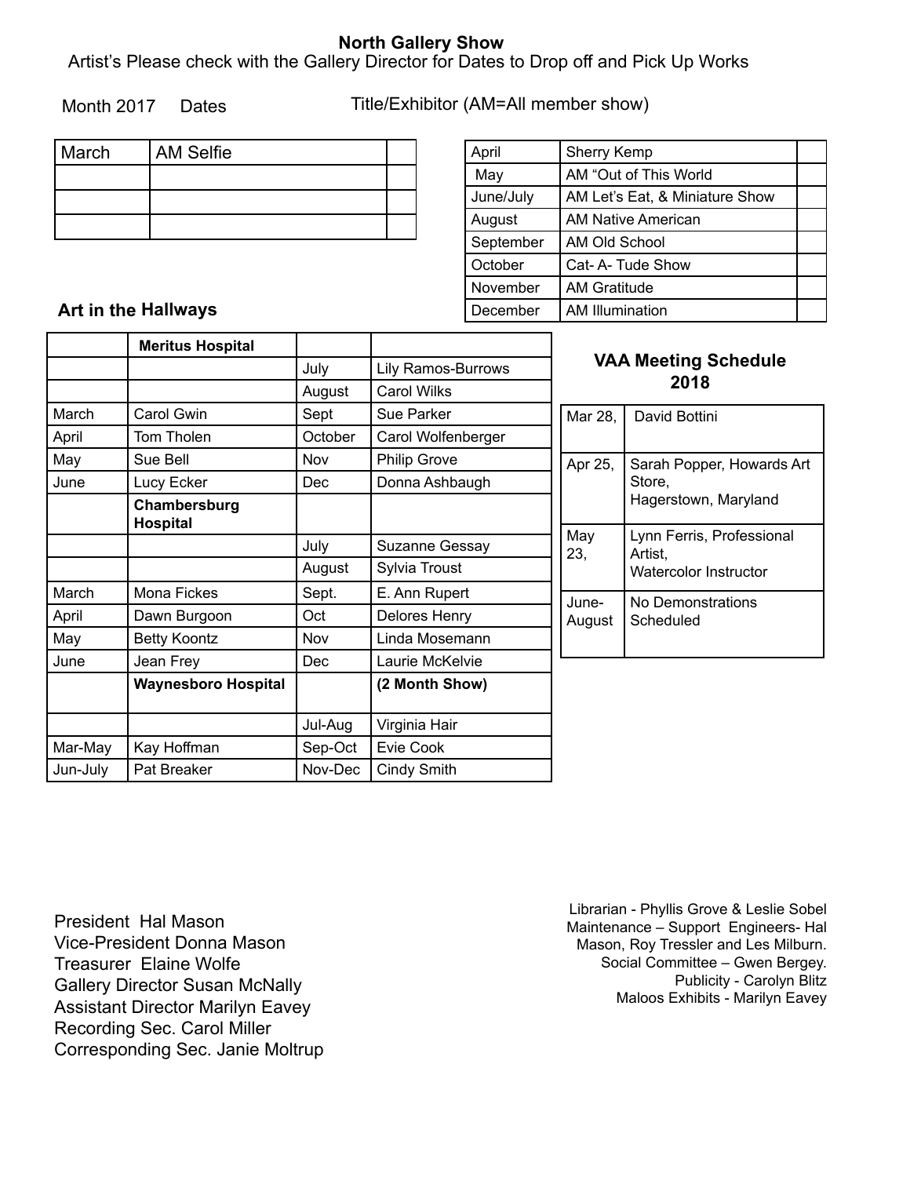## North Gallery Show

Artist's Please check with the Gallery Director for Dates to Drop off and Pick Up Works

Month 2017 Dates Title/Exhibitor (AM=All member show)

| | | |
|---|---|---|
| March | AM Selfie | |
| | | |
| | | |
| | | |

| | | |
|---|---|---|
| April | Sherry Kemp | |
| May | AM "Out of This World | |
| June/July | AM Let's Eat, & Miniature Show | |
| August | AM Native American | |
| September | AM Old School | |
| October | Cat- A- Tude Show | |
| November | AM Gratitude | |
| December | AM Illumination | |

### Art in the Hallways

| | | | |
|---|---|---|---|
| | **Meritus Hospital** | | |
| | | July | Lily Ramos-Burrows |
| | | August | Carol Wilks |
| March | Carol Gwin | Sept | Sue Parker |
| April | Tom Tholen | October | Carol Wolfenberger |
| May | Sue Bell | Nov | Philip Grove |
| June | Lucy Ecker | Dec | Donna Ashbaugh |
| | **Chambersburg Hospital** | | |
| | | July | Suzanne Gessay |
| | | August | Sylvia Troust |
| March | Mona Fickes | Sept. | E. Ann Rupert |
| April | Dawn Burgoon | Oct | Delores Henry |
| May | Betty Koontz | Nov | Linda Mosemann |
| June | Jean Frey | Dec | Laurie McKelvie |
| | **Waynesboro Hospital** | | **(2 Month Show)** |
| | | Jul-Aug | Virginia Hair |
| Mar-May | Kay Hoffman | Sep-Oct | Evie Cook |
| Jun-July | Pat Breaker | Nov-Dec | Cindy Smith |

### VAA Meeting Schedule 2018

| | |
|---|---|
| Mar 28, | David Bottini |
| Apr 25, | Sarah Popper, Howards Art Store, Hagerstown, Maryland |
| May 23, | Lynn Ferris, Professional Artist, Watercolor Instructor |
| June-August | No Demonstrations Scheduled |

President Hal Mason
Vice-President Donna Mason
Treasurer Elaine Wolfe
Gallery Director Susan McNally
Assistant Director Marilyn Eavey
Recording Sec. Carol Miller
Corresponding Sec. Janie Moltrup

Librarian - Phyllis Grove & Leslie Sobel
Maintenance – Support Engineers- Hal Mason, Roy Tressler and Les Milburn.
Social Committee – Gwen Bergey.
Publicity - Carolyn Blitz
Maloos Exhibits - Marilyn Eavey